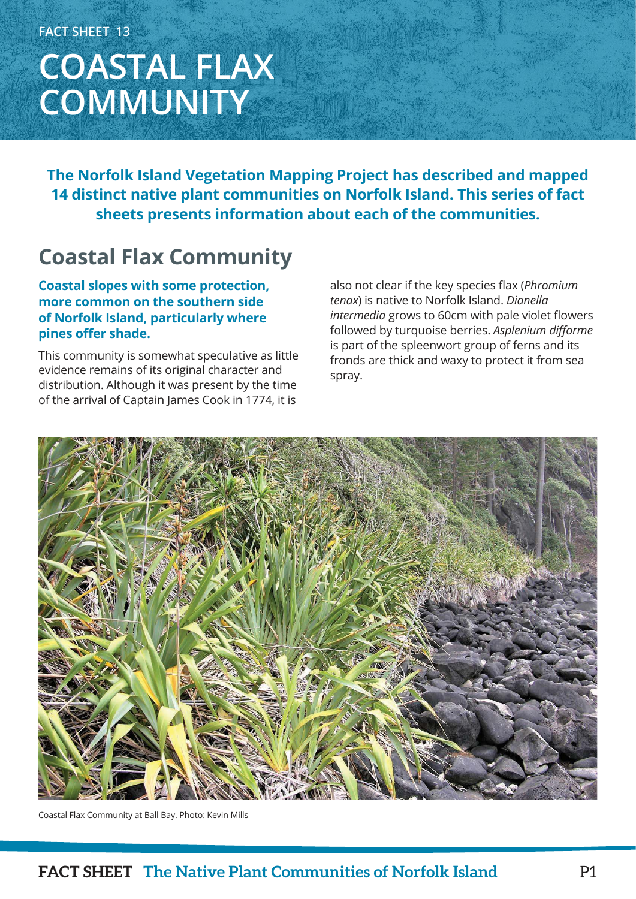FACT SHEET 13

# COASTAL FLAX COMMUNITY

**The Norfolk Island Vegetation Mapping Project has described and mapped 14 distinct native plant communities on Norfolk Island. This series of fact sheets presents information about each of the communities.**

## Coastal Flax Community

**Coastal slopes with some protection, more common on the southern side of Norfolk Island, particularly where pines offer shade.**

This community is somewhat speculative as little evidence remains of its original character and distribution. Although it was present by the time of the arrival of Captain James Cook in 1774, it is also not clear if the key species flax (*Phromium tenax*) is native to Norfolk Island. *Dianella intermedia* grows to 60cm with pale violet flowers followed by turquoise berries. *Asplenium difforme* is part of the spleenwort group of ferns and its fronds are thick and waxy to protect it from sea spray.

Coastal Flax Community at Ball Bay. Photo: Kevin Mills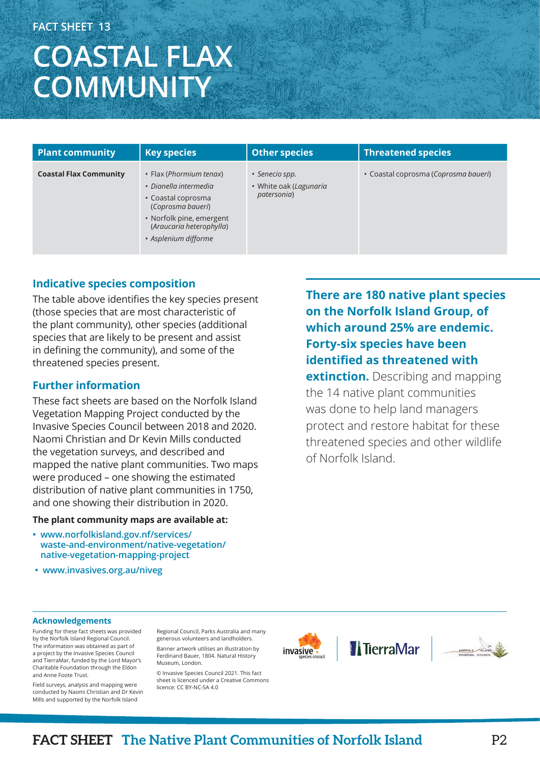FACT SHEET 13

# COASTAL FLAX COMMUNITY

| Plant community | Key species | Other species | Threatened species |
|---|---|---|---|
| **Coastal Flax Community** | • Flax (*Phormium tenax*)<br>• *Dianella intermedia*<br>• Coastal coprosma (*Coprosma baueri*)<br>• Norfolk pine, emergent (*Araucaria heterophylla*)<br>• *Asplenium difforme* | • *Senecio spp.*<br>• White oak (*Lagunaria patersonia*) | • Coastal coprosma (*Coprosma baueri*) |

## Indicative species composition

The table above identifies the key species present (those species that are most characteristic of the plant community), other species (additional species that are likely to be present and assist in defining the community), and some of the threatened species present.

## Further information

These fact sheets are based on the Norfolk Island Vegetation Mapping Project conducted by the Invasive Species Council between 2018 and 2020. Naomi Christian and Dr Kevin Mills conducted the vegetation surveys, and described and mapped the native plant communities. Two maps were produced – one showing the estimated distribution of native plant communities in 1750, and one showing their distribution in 2020.

**The plant community maps are available at:**

- **www.norfolkisland.gov.nf/services/waste-and-environment/native-vegetation/native-vegetation-mapping-project**
- **www.invasives.org.au/niveg**

**There are 180 native plant species on the Norfolk Island Group, of which around 25% are endemic. Forty-six species have been identified as threatened with extinction.** Describing and mapping the 14 native plant communities was done to help land managers protect and restore habitat for these threatened species and other wildlife of Norfolk Island.

### Acknowledgements

Funding for these fact sheets was provided by the Norfolk Island Regional Council. The information was obtained as part of a project by the Invasive Species Council and TierraMar, funded by the Lord Mayor's Charitable Foundation through the Eldon and Anne Foote Trust.

Field surveys, analysis and mapping were conducted by Naomi Christian and Dr Kevin Mills and supported by the Norfolk Island Regional Council, Parks Australia and many generous volunteers and landholders.

Banner artwork utilises an illustration by Ferdinand Bauer, 1804. Natural History Museum, London.

© Invasive Species Council 2021. This fact sheet is licenced under a Creative Commons licence: CC BY-NC-SA 4.0

FACT SHEET The Native Plant Communities of Norfolk Island